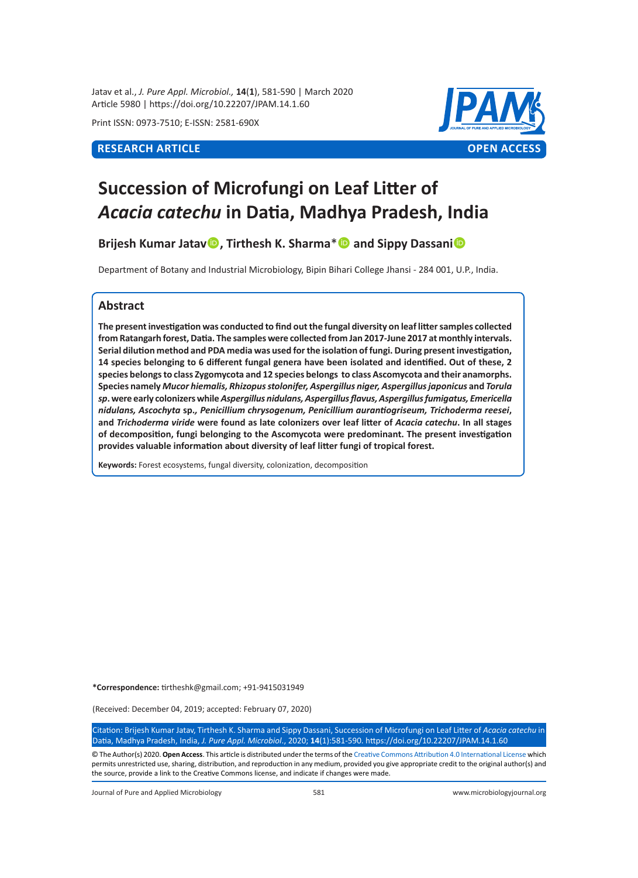RESEARCH ARTICLE | OPEN ACCESS

# Succession of Microfungi on Leaf Litter of *Acacia catechu* in Datia, Madhya Pradesh, India

**Brijesh Kumar Jatav, Tirthesh K. Sharma* and Sippy Dassani**

Department of Botany and Industrial Microbiology, Bipin Bihari College Jhansi - 284 001, U.P., India.

## Abstract

**The present investigation was conducted to find out the fungal diversity on leaf litter samples collected from Ratangarh forest, Datia. The samples were collected from Jan 2017-June 2017 at monthly intervals. Serial dilution method and PDA media was used for the isolation of fungi. During present investigation, 14 species belonging to 6 different fungal genera have been isolated and identified. Out of these, 2 species belongs to class Zygomycota and 12 species belongs to class Ascomycota and their anamorphs. Species namely *Mucor hiemalis, Rhizopus stolonifer, Aspergillus niger, Aspergillus japonicus* and *Torula sp*. were early colonizers while *Aspergillus nidulans, Aspergillus flavus, Aspergillus fumigatus, Emericella nidulans, Ascochyta* sp., *Penicillium chrysogenum, Penicillium aurantiogriseum, Trichoderma reesei*, and *Trichoderma viride* were found as late colonizers over leaf litter of *Acacia catechu*. In all stages of decomposition, fungi belonging to the Ascomycota were predominant. The present investigation provides valuable information about diversity of leaf litter fungi of tropical forest.**

**Keywords:** Forest ecosystems, fungal diversity, colonization, decomposition

**\*Correspondence:** tirtheshk@gmail.com; +91-9415031949

(Received: December 04, 2019; accepted: February 07, 2020)

Citation: Brijesh Kumar Jatav, Tirthesh K. Sharma and Sippy Dassani, Succession of Microfungi on Leaf Litter of *Acacia catechu* in Datia, Madhya Pradesh, India, *J. Pure Appl. Microbiol*., 2020; **14**(1):581-590. https://doi.org/10.22207/JPAM.14.1.60

© The Author(s) 2020. **Open Access**. This article is distributed under the terms of the Creative Commons Attribution 4.0 International License which permits unrestricted use, sharing, distribution, and reproduction in any medium, provided you give appropriate credit to the original author(s) and the source, provide a link to the Creative Commons license, and indicate if changes were made.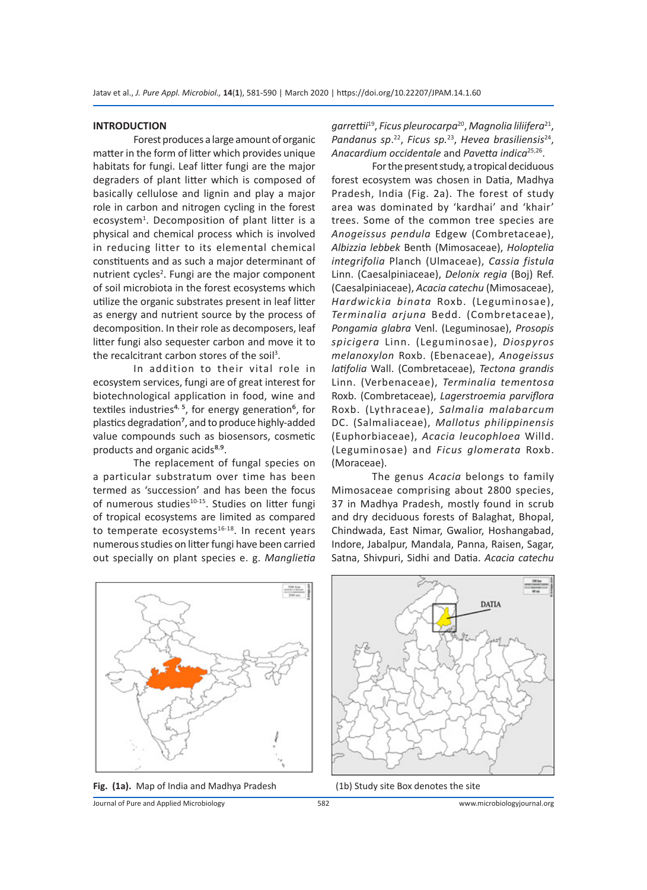## INTRODUCTION

Forest produces a large amount of organic matter in the form of litter which provides unique habitats for fungi. Leaf litter fungi are the major degraders of plant litter which is composed of basically cellulose and lignin and play a major role in carbon and nitrogen cycling in the forest ecosystem[1]. Decomposition of plant litter is a physical and chemical process which is involved in reducing litter to its elemental chemical constituents and as such a major determinant of nutrient cycles[2]. Fungi are the major component of soil microbiota in the forest ecosystems which utilize the organic substrates present in leaf litter as energy and nutrient source by the process of decomposition. In their role as decomposers, leaf litter fungi also sequester carbon and move it to the recalcitrant carbon stores of the soil[3].

In addition to their vital role in ecosystem services, fungi are of great interest for biotechnological application in food, wine and textiles industries[4, 5], for energy generation[6], for plastics degradation[7], and to produce highly-added value compounds such as biosensors, cosmetic products and organic acids[8,9].

The replacement of fungal species on a particular substratum over time has been termed as 'succession' and has been the focus of numerous studies[10-15]. Studies on litter fungi of tropical ecosystems are limited as compared to temperate ecosystems[16-18]. In recent years numerous studies on litter fungi have been carried out specially on plant species e. g. *Manglietia garrettii*[19], *Ficus pleurocarpa*[20], *Magnolia liliifera*[21], *Pandanus sp.*[22], *Ficus sp.*[23], *Hevea brasiliensis*[24], *Anacardium occidentale* and *Pavetta indica*[25,26].

For the present study, a tropical deciduous forest ecosystem was chosen in Datia, Madhya Pradesh, India (Fig. 2a). The forest of study area was dominated by 'kardhai' and 'khair' trees. Some of the common tree species are *Anogeissus pendula* Edgew (Combretaceae), *Albizzia lebbek* Benth (Mimosaceae), *Holoptelia integrifolia* Planch (Ulmaceae), *Cassia fistula* Linn. (Caesalpiniaceae), *Delonix regia* (Boj) Ref. (Caesalpiniaceae), *Acacia catechu* (Mimosaceae), *Hardwickia binata* Roxb. (Leguminosae), *Terminalia arjuna* Bedd. (Combretaceae), *Pongamia glabra* Venl. (Leguminosae), *Prosopis spicigera* Linn. (Leguminosae), *Diospyros melanoxylon* Roxb. (Ebenaceae), *Anogeissus latifolia* Wall. (Combretaceae), *Tectona grandis* Linn. (Verbenaceae), *Terminalia tementosa* Roxb. (Combretaceae), *Lagerstroemia parviflora* Roxb. (Lythraceae), *Salmalia malabarcum* DC. (Salmaliaceae), *Mallotus philippinensis* (Euphorbiaceae), *Acacia leucophloea* Willd. (Leguminosae) and *Ficus glomerata* Roxb. (Moraceae).

The genus *Acacia* belongs to family Mimosaceae comprising about 2800 species, 37 in Madhya Pradesh, mostly found in scrub and dry deciduous forests of Balaghat, Bhopal, Chindwada, East Nimar, Gwalior, Hoshangabad, Indore, Jabalpur, Mandala, Panna, Raisen, Sagar, Satna, Shivpuri, Sidhi and Datia. *Acacia catechu*

**Fig. (1a).** Map of India and Madhya Pradesh

(1b) Study site Box denotes the site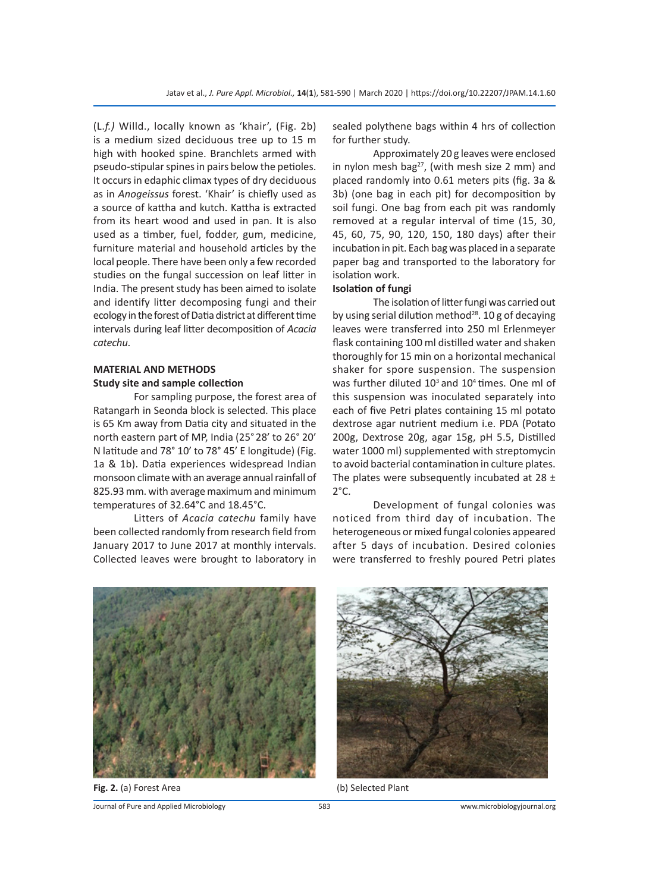(L.*f.)* Willd., locally known as 'khair', (Fig. 2b) is a medium sized deciduous tree up to 15 m high with hooked spine. Branchlets armed with pseudo-stipular spines in pairs below the petioles. It occurs in edaphic climax types of dry deciduous as in *Anogeissus* forest. 'Khair' is chiefly used as a source of kattha and kutch. Kattha is extracted from its heart wood and used in pan. It is also used as a timber, fuel, fodder, gum, medicine, furniture material and household articles by the local people. There have been only a few recorded studies on the fungal succession on leaf litter in India. The present study has been aimed to isolate and identify litter decomposing fungi and their ecology in the forest of Datia district at different time intervals during leaf litter decomposition of *Acacia catechu*.

## MATERIAL AND METHODS

### Study site and sample collection

For sampling purpose, the forest area of Ratangarh in Seonda block is selected. This place is 65 Km away from Datia city and situated in the north eastern part of MP, India (25° 28' to 26° 20' N latitude and 78° 10' to 78° 45' E longitude) (Fig. 1a & 1b). Datia experiences widespread Indian monsoon climate with an average annual rainfall of 825.93 mm. with average maximum and minimum temperatures of 32.64°C and 18.45°C.

Litters of *Acacia catechu* family have been collected randomly from research field from January 2017 to June 2017 at monthly intervals. Collected leaves were brought to laboratory in sealed polythene bags within 4 hrs of collection for further study.

Approximately 20 g leaves were enclosed in nylon mesh bag[27], (with mesh size 2 mm) and placed randomly into 0.61 meters pits (fig. 3a & 3b) (one bag in each pit) for decomposition by soil fungi. One bag from each pit was randomly removed at a regular interval of time (15, 30, 45, 60, 75, 90, 120, 150, 180 days) after their incubation in pit. Each bag was placed in a separate paper bag and transported to the laboratory for isolation work.

### Isolation of fungi

The isolation of litter fungi was carried out by using serial dilution method[28]. 10 g of decaying leaves were transferred into 250 ml Erlenmeyer flask containing 100 ml distilled water and shaken thoroughly for 15 min on a horizontal mechanical shaker for spore suspension. The suspension was further diluted $10^3$ and $10^4$ times. One ml of this suspension was inoculated separately into each of five Petri plates containing 15 ml potato dextrose agar nutrient medium i.e. PDA (Potato 200g, Dextrose 20g, agar 15g, pH 5.5, Distilled water 1000 ml) supplemented with streptomycin to avoid bacterial contamination in culture plates. The plates were subsequently incubated at 28 ± 2°C.

Development of fungal colonies was noticed from third day of incubation. The heterogeneous or mixed fungal colonies appeared after 5 days of incubation. Desired colonies were transferred to freshly poured Petri plates

**Fig. 2.** (a) Forest Area (b) Selected Plant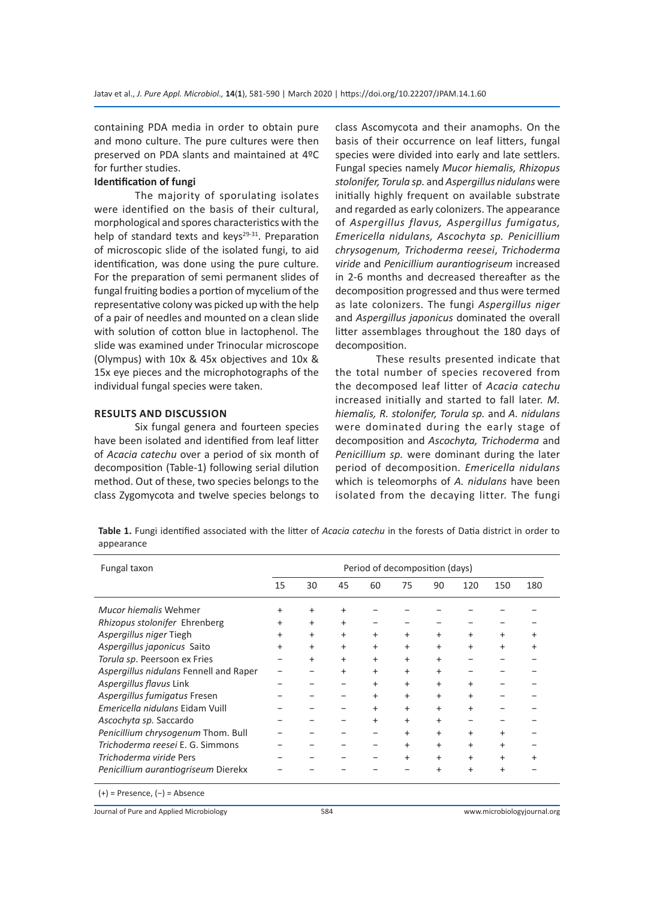containing PDA media in order to obtain pure and mono culture. The pure cultures were then preserved on PDA slants and maintained at 4ºC for further studies.

**Identification of fungi**

The majority of sporulating isolates were identified on the basis of their cultural, morphological and spores characteristics with the help of standard texts and keys[29-31]. Preparation of microscopic slide of the isolated fungi, to aid identification, was done using the pure culture. For the preparation of semi permanent slides of fungal fruiting bodies a portion of mycelium of the representative colony was picked up with the help of a pair of needles and mounted on a clean slide with solution of cotton blue in lactophenol. The slide was examined under Trinocular microscope (Olympus) with 10x & 45x objectives and 10x & 15x eye pieces and the microphotographs of the individual fungal species were taken.

## RESULTS AND DISCUSSION

Six fungal genera and fourteen species have been isolated and identified from leaf litter of *Acacia catechu* over a period of six month of decomposition (Table-1) following serial dilution method. Out of these, two species belongs to the class Zygomycota and twelve species belongs to class Ascomycota and their anamophs. On the basis of their occurrence on leaf litters, fungal species were divided into early and late settlers. Fungal species namely *Mucor hiemalis, Rhizopus stolonifer, Torula sp.* and *Aspergillus nidulans* were initially highly frequent on available substrate and regarded as early colonizers. The appearance of *Aspergillus flavus, Aspergillus fumigatus, Emericella nidulans, Ascochyta sp. Penicillium chrysogenum, Trichoderma reesei*, *Trichoderma viride* and *Penicillium aurantiogriseum* increased in 2-6 months and decreased thereafter as the decomposition progressed and thus were termed as late colonizers. The fungi *Aspergillus niger* and *Aspergillus japonicus* dominated the overall litter assemblages throughout the 180 days of decomposition.

These results presented indicate that the total number of species recovered from the decomposed leaf litter of *Acacia catechu* increased initially and started to fall later. *M. hiemalis, R. stolonifer, Torula sp.* and *A. nidulans* were dominated during the early stage of decomposition and *Ascochyta, Trichoderma* and *Penicillium sp.* were dominant during the later period of decomposition. *Emericella nidulans* which is teleomorphs of *A. nidulans* have been isolated from the decaying litter. The fungi

**Table 1.** Fungi identified associated with the litter of *Acacia catechu* in the forests of Datia district in order to appearance

| Fungal taxon | Period of decomposition (days) | | | | | | | | |
|---|---|---|---|---|---|---|---|---|---|
| | 15 | 30 | 45 | 60 | 75 | 90 | 120 | 150 | 180 |
| *Mucor hiemalis* Wehmer | + | + | + | − | − | − | − | − | − |
| *Rhizopus stolonifer* Ehrenberg | + | + | + | − | − | − | − | − | − |
| *Aspergillus niger* Tiegh | + | + | + | + | + | + | + | + | + |
| *Aspergillus japonicus* Saito | + | + | + | + | + | + | + | + | + |
| *Torula sp.* Peersoon ex Fries | − | + | + | + | + | + | − | − | − |
| *Aspergillus nidulans* Fennell and Raper | − | − | + | + | + | + | − | − | − |
| *Aspergillus flavus* Link | − | − | − | + | + | + | + | − | − |
| *Aspergillus fumigatus* Fresen | − | − | − | + | + | + | + | − | − |
| *Emericella nidulans* Eidam Vuill | − | − | − | + | + | + | + | − | − |
| *Ascochyta sp.* Saccardo | − | − | − | + | + | + | − | − | − |
| *Penicillium chrysogenum* Thom. Bull | − | − | − | − | + | + | + | + | − |
| *Trichoderma reesei* E. G. Simmons | − | − | − | − | + | + | + | + | − |
| *Trichoderma viride* Pers | − | − | − | − | + | + | + | + | + |
| *Penicillium aurantiogriseum* Dierekx | − | − | − | − | − | + | + | + | − |

(+) = Presence, (−) = Absence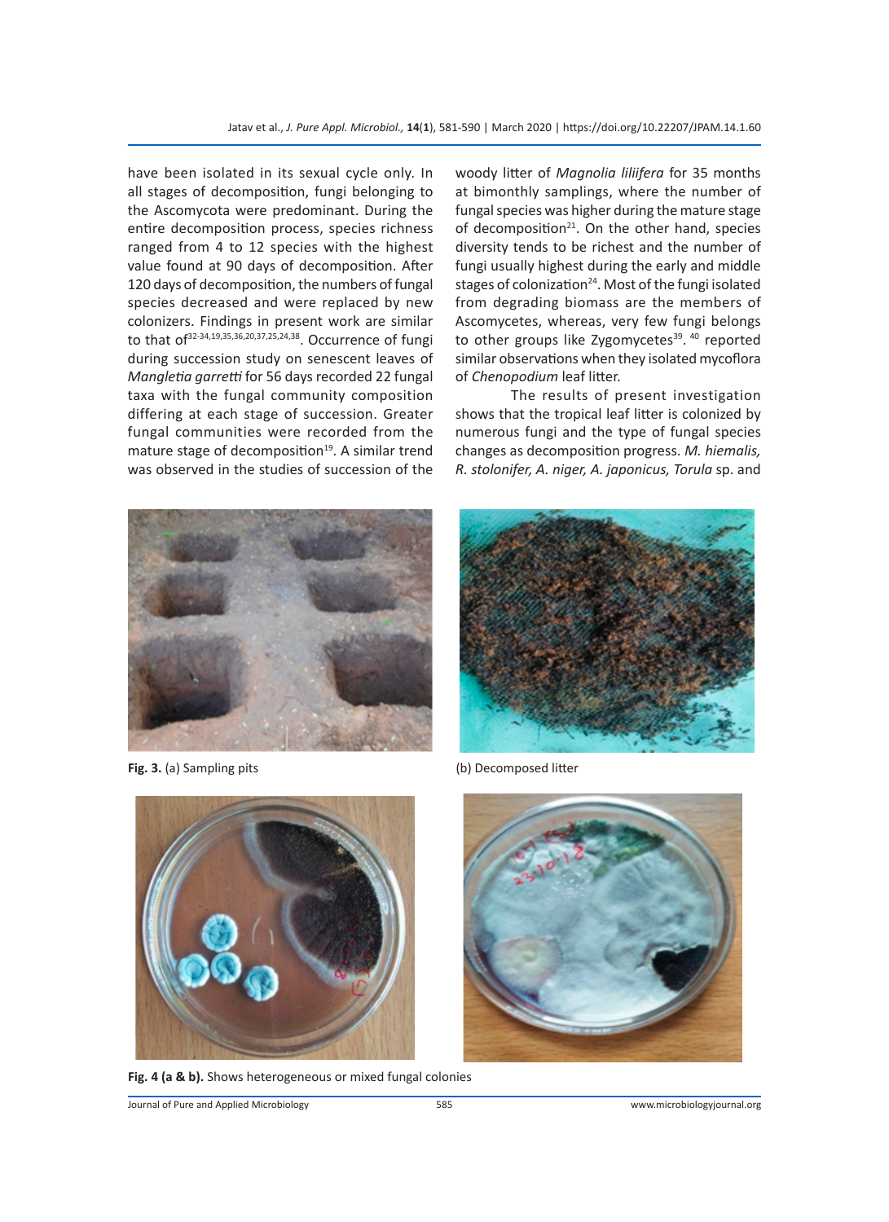have been isolated in its sexual cycle only. In all stages of decomposition, fungi belonging to the Ascomycota were predominant. During the entire decomposition process, species richness ranged from 4 to 12 species with the highest value found at 90 days of decomposition. After 120 days of decomposition, the numbers of fungal species decreased and were replaced by new colonizers. Findings in present work are similar to that of[32-34,19,35,36,20,37,25,24,38]. Occurrence of fungi during succession study on senescent leaves of *Mangletia garretti* for 56 days recorded 22 fungal taxa with the fungal community composition differing at each stage of succession. Greater fungal communities were recorded from the mature stage of decomposition[19]. A similar trend was observed in the studies of succession of the woody litter of *Magnolia liliifera* for 35 months at bimonthly samplings, where the number of fungal species was higher during the mature stage of decomposition[21]. On the other hand, species diversity tends to be richest and the number of fungi usually highest during the early and middle stages of colonization[24]. Most of the fungi isolated from degrading biomass are the members of Ascomycetes, whereas, very few fungi belongs to other groups like Zygomycetes[39]. [40] reported similar observations when they isolated mycoflora of *Chenopodium* leaf litter.

The results of present investigation shows that the tropical leaf litter is colonized by numerous fungi and the type of fungal species changes as decomposition progress. *M. hiemalis, R. stolonifer, A. niger, A. japonicus, Torula* sp. and

**Fig. 3.** (a) Sampling pits (b) Decomposed litter

**Fig. 4 (a & b).** Shows heterogeneous or mixed fungal colonies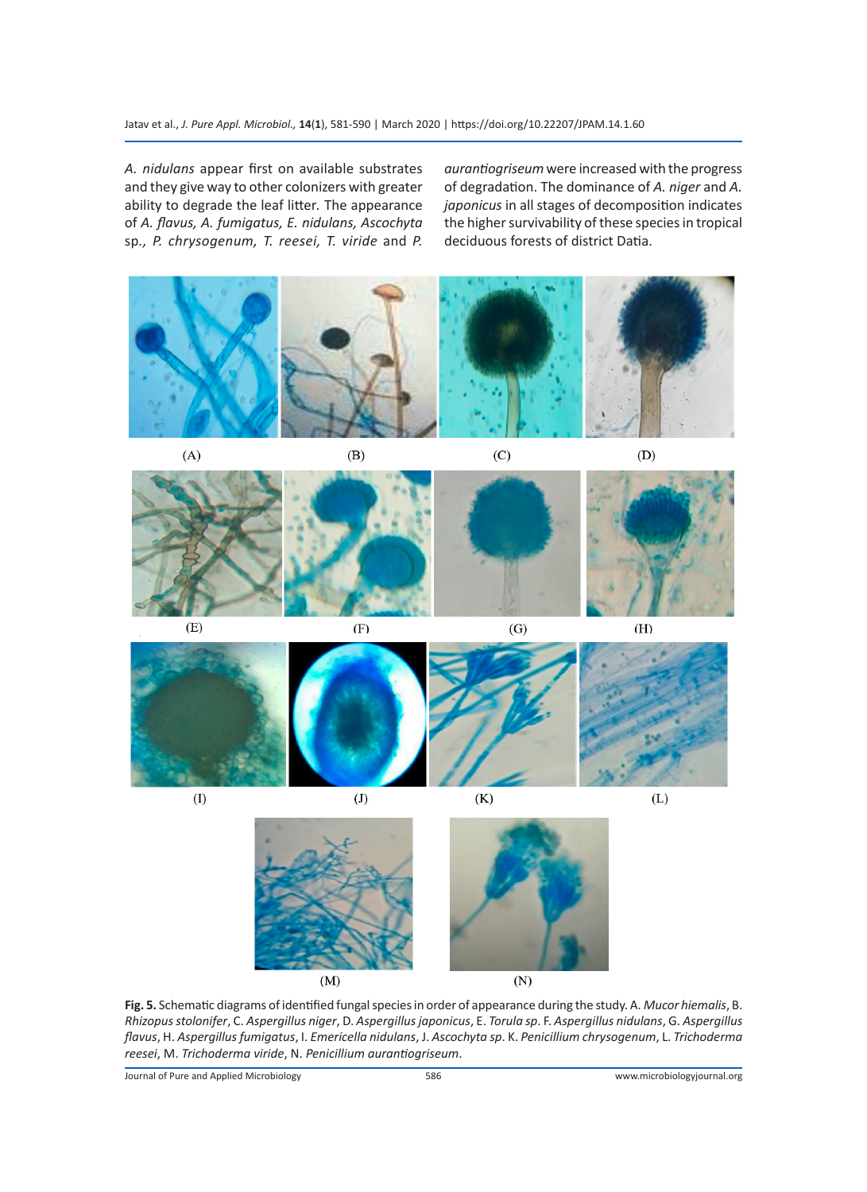*A. nidulans* appear first on available substrates and they give way to other colonizers with greater ability to degrade the leaf litter. The appearance of *A. flavus, A. fumigatus, E. nidulans, Ascochyta* sp.*, P. chrysogenum, T. reesei, T. viride* and *P. aurantiogriseum* were increased with the progress of degradation. The dominance of *A. niger* and *A. japonicus* in all stages of decomposition indicates the higher survivability of these species in tropical deciduous forests of district Datia.

(A) (B) (C) (D)

(E) (F) (G) (H)

(I) (J) (K) (L)

(M) (N)

**Fig. 5.** Schematic diagrams of identified fungal species in order of appearance during the study. A. *Mucor hiemalis*, B. *Rhizopus stolonifer*, C. *Aspergillus niger*, D. *Aspergillus japonicus*, E. *Torula sp*. F. *Aspergillus nidulans*, G. *Aspergillus flavus*, H. *Aspergillus fumigatus*, I. *Emericella nidulans*, J. *Ascochyta sp*. K. *Penicillium chrysogenum*, L. *Trichoderma reesei*, M. *Trichoderma viride*, N. *Penicillium aurantiogriseum*.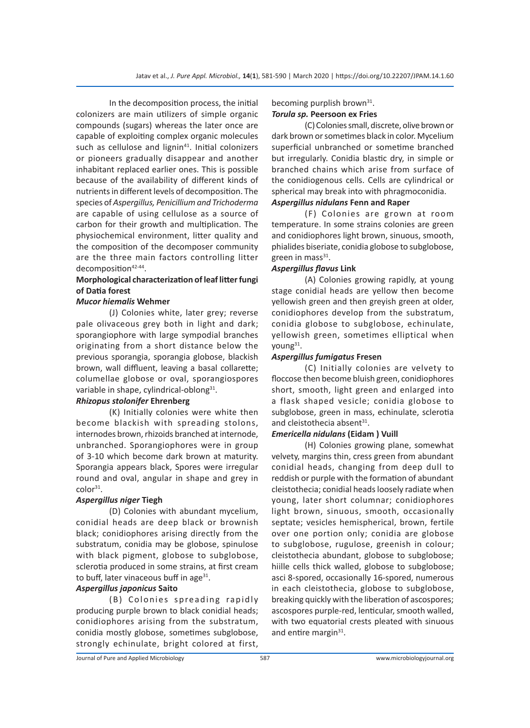In the decomposition process, the initial colonizers are main utilizers of simple organic compounds (sugars) whereas the later once are capable of exploiting complex organic molecules such as cellulose and lignin[41]. Initial colonizers or pioneers gradually disappear and another inhabitant replaced earlier ones. This is possible because of the availability of different kinds of nutrients in different levels of decomposition. The species of *Aspergillus, Penicillium and Trichoderma* are capable of using cellulose as a source of carbon for their growth and multiplication. The physiochemical environment, litter quality and the composition of the decomposer community are the three main factors controlling litter decomposition[42-44].

**Morphological characterization of leaf litter fungi of Datia forest**

***Mucor hiemalis* Wehmer**

(J) Colonies white, later grey; reverse pale olivaceous grey both in light and dark; sporangiophore with large sympodial branches originating from a short distance below the previous sporangia, sporangia globose, blackish brown, wall diffluent, leaving a basal collarette; columellae globose or oval, sporangiospores variable in shape, cylindrical-oblong[31].

***Rhizopus stolonifer* Ehrenberg**

(K) Initially colonies were white then become blackish with spreading stolons, internodes brown, rhizoids branched at internode, unbranched. Sporangiophores were in group of 3-10 which become dark brown at maturity. Sporangia appears black, Spores were irregular round and oval, angular in shape and grey in color[31].

***Aspergillus niger* Tiegh**

(D) Colonies with abundant mycelium, conidial heads are deep black or brownish black; conidiophores arising directly from the substratum, conidia may be globose, spinulose with black pigment, globose to subglobose, sclerotia produced in some strains, at first cream to buff, later vinaceous buff in age[31].

***Aspergillus japonicus* Saito**

(B) Colonies spreading rapidly producing purple brown to black conidial heads; conidiophores arising from the substratum, conidia mostly globose, sometimes subglobose, strongly echinulate, bright colored at first, becoming purplish brown[31].

***Torula sp.* Peersoon ex Fries**

(C) Colonies small, discrete, olive brown or dark brown or sometimes black in color. Mycelium superficial unbranched or sometime branched but irregularly. Conidia blastic dry, in simple or branched chains which arise from surface of the conidiogenous cells. Cells are cylindrical or spherical may break into with phragmoconidia.

***Aspergillus nidulans* Fenn and Raper**

(F) Colonies are grown at room temperature. In some strains colonies are green and conidiophores light brown, sinuous, smooth, phialides biseriate, conidia globose to subglobose, green in mass[31].

***Aspergillus flavus* Link**

(A) Colonies growing rapidly, at young stage conidial heads are yellow then become yellowish green and then greyish green at older, conidiophores develop from the substratum, conidia globose to subglobose, echinulate, yellowish green, sometimes elliptical when young[31].

***Aspergillus fumigatus* Fresen**

(C) Initially colonies are velvety to floccose then become bluish green, conidiophores short, smooth, light green and enlarged into a flask shaped vesicle; conidia globose to subglobose, green in mass, echinulate, sclerotia and cleistothecia absent[31].

***Emericella nidulans* (Eidam ) Vuill**

(H) Colonies growing plane, somewhat velvety, margins thin, cress green from abundant conidial heads, changing from deep dull to reddish or purple with the formation of abundant cleistothecia; conidial heads loosely radiate when young, later short columnar; conidiophores light brown, sinuous, smooth, occasionally septate; vesicles hemispherical, brown, fertile over one portion only; conidia are globose to subglobose, rugulose, greenish in colour; cleistothecia abundant, globose to subglobose; hiille cells thick walled, globose to subglobose; asci 8-spored, occasionally 16-spored, numerous in each cleistothecia, globose to subglobose, breaking quickly with the liberation of ascospores; ascospores purple-red, lenticular, smooth walled, with two equatorial crests pleated with sinuous and entire margin[31].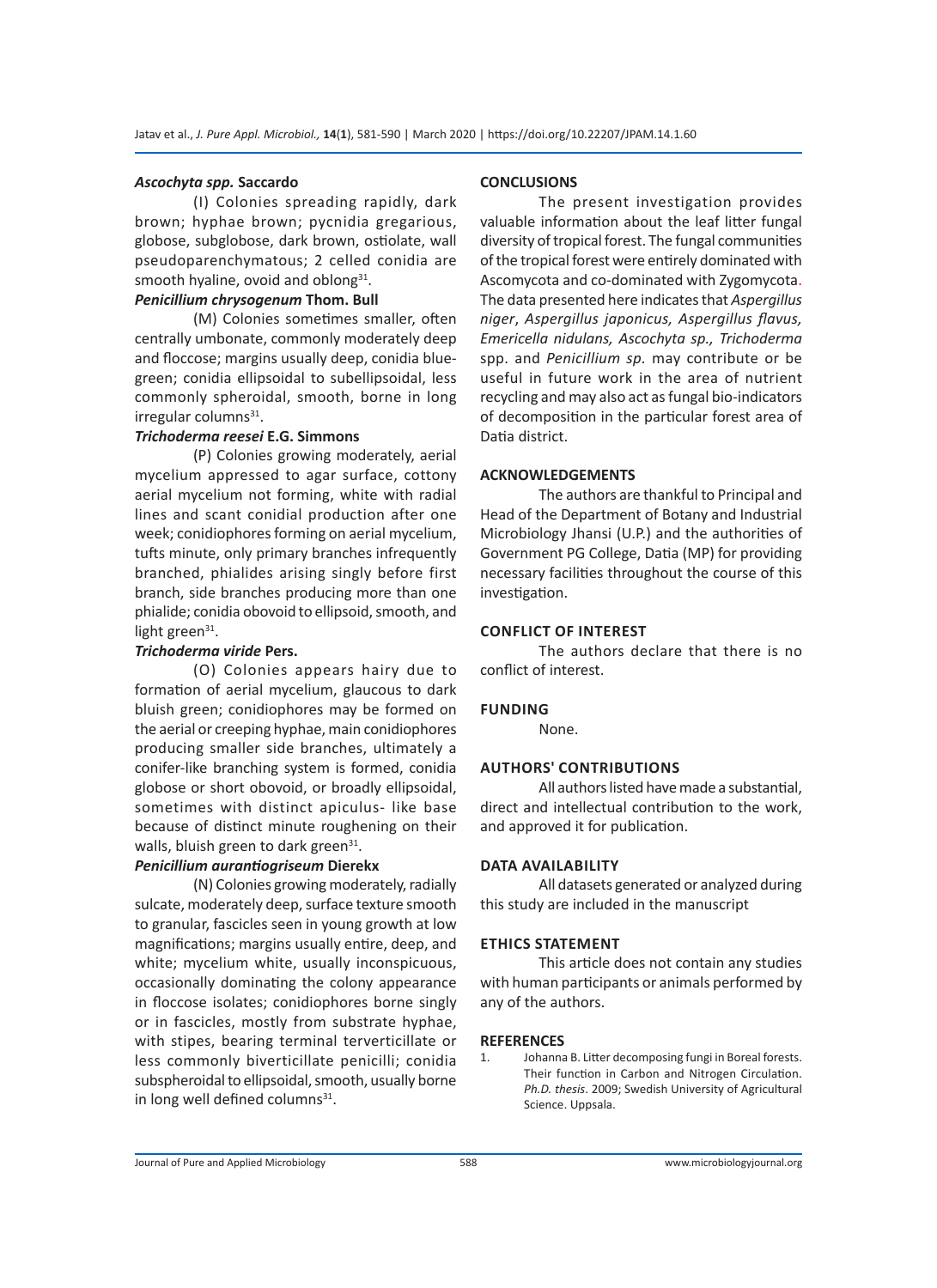*Ascochyta spp.* **Saccardo**

(I) Colonies spreading rapidly, dark brown; hyphae brown; pycnidia gregarious, globose, subglobose, dark brown, ostiolate, wall pseudoparenchymatous; 2 celled conidia are smooth hyaline, ovoid and oblong[31].

***Penicillium chrysogenum* Thom. Bull**

(M) Colonies sometimes smaller, often centrally umbonate, commonly moderately deep and floccose; margins usually deep, conidia blue-green; conidia ellipsoidal to subellipsoidal, less commonly spheroidal, smooth, borne in long irregular columns[31].

***Trichoderma reesei* E.G. Simmons**

(P) Colonies growing moderately, aerial mycelium appressed to agar surface, cottony aerial mycelium not forming, white with radial lines and scant conidial production after one week; conidiophores forming on aerial mycelium, tufts minute, only primary branches infrequently branched, phialides arising singly before first branch, side branches producing more than one phialide; conidia obovoid to ellipsoid, smooth, and light green[31].

***Trichoderma viride* Pers.**

(O) Colonies appears hairy due to formation of aerial mycelium, glaucous to dark bluish green; conidiophores may be formed on the aerial or creeping hyphae, main conidiophores producing smaller side branches, ultimately a conifer-like branching system is formed, conidia globose or short obovoid, or broadly ellipsoidal, sometimes with distinct apiculus- like base because of distinct minute roughening on their walls, bluish green to dark green[31].

***Penicillium aurantiogriseum* Dierekx**

(N) Colonies growing moderately, radially sulcate, moderately deep, surface texture smooth to granular, fascicles seen in young growth at low magnifications; margins usually entire, deep, and white; mycelium white, usually inconspicuous, occasionally dominating the colony appearance in floccose isolates; conidiophores borne singly or in fascicles, mostly from substrate hyphae, with stipes, bearing terminal terverticillate or less commonly biverticillate penicilli; conidia subspheroidal to ellipsoidal, smooth, usually borne in long well defined columns[31].

## CONCLUSIONS

The present investigation provides valuable information about the leaf litter fungal diversity of tropical forest. The fungal communities of the tropical forest were entirely dominated with Ascomycota and co-dominated with Zygomycota. The data presented here indicates that *Aspergillus niger*, *Aspergillus japonicus, Aspergillus flavus, Emericella nidulans, Ascochyta sp., Trichoderma* spp. and *Penicillium sp.* may contribute or be useful in future work in the area of nutrient recycling and may also act as fungal bio-indicators of decomposition in the particular forest area of Datia district.

## ACKNOWLEDGEMENTS

The authors are thankful to Principal and Head of the Department of Botany and Industrial Microbiology Jhansi (U.P.) and the authorities of Government PG College, Datia (MP) for providing necessary facilities throughout the course of this investigation.

## CONFLICT OF INTEREST

The authors declare that there is no conflict of interest.

## FUNDING

None.

## AUTHORS' CONTRIBUTIONS

All authors listed have made a substantial, direct and intellectual contribution to the work, and approved it for publication.

## DATA AVAILABILITY

All datasets generated or analyzed during this study are included in the manuscript

## ETHICS STATEMENT

This article does not contain any studies with human participants or animals performed by any of the authors.

## REFERENCES

1. Johanna B. Litter decomposing fungi in Boreal forests. Their function in Carbon and Nitrogen Circulation. *Ph.D. thesis*. 2009; Swedish University of Agricultural Science. Uppsala.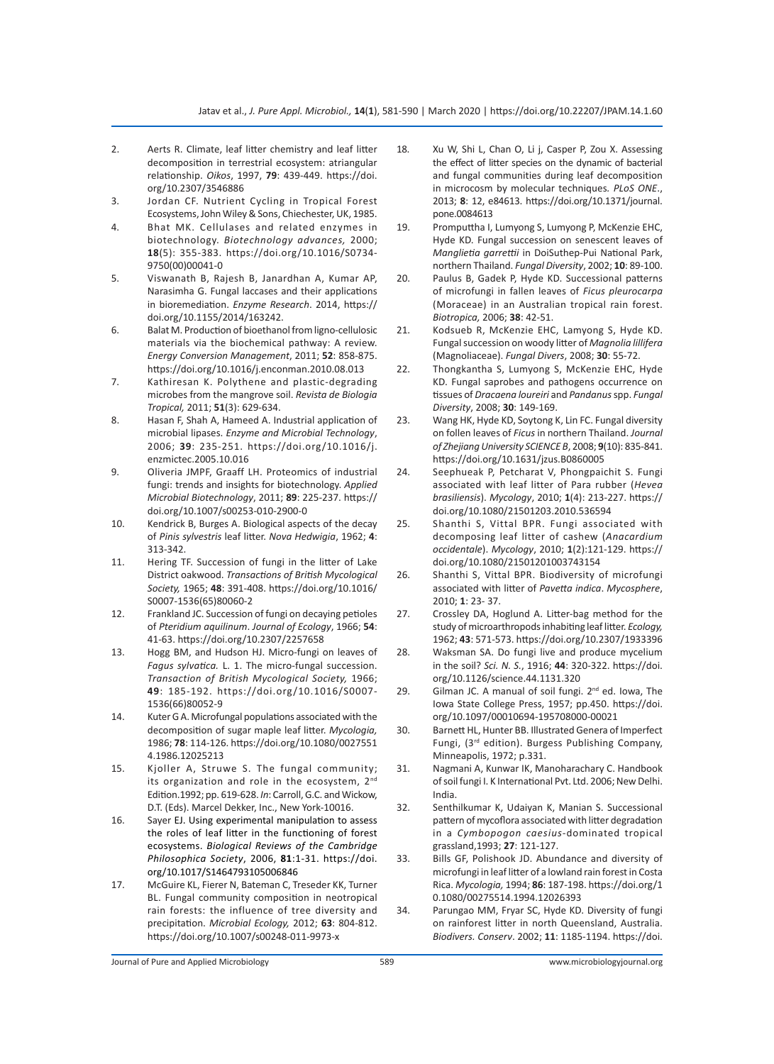2. Aerts R. Climate, leaf litter chemistry and leaf litter decomposition in terrestrial ecosystem: atriangular relationship. *Oikos*, 1997, **79**: 439-449. https://doi.org/10.2307/3546886
3. Jordan CF. Nutrient Cycling in Tropical Forest Ecosystems, John Wiley & Sons, Chiechester, UK, 1985.
4. Bhat MK. Cellulases and related enzymes in biotechnology. *Biotechnology advances,* 2000; **18**(5): 355-383. https://doi.org/10.1016/S0734-9750(00)00041-0
5. Viswanath B, Rajesh B, Janardhan A, Kumar AP, Narasimha G. Fungal laccases and their applications in bioremediation. *Enzyme Research*. 2014, https://doi.org/10.1155/2014/163242.
6. Balat M. Production of bioethanol from ligno-cellulosic materials via the biochemical pathway: A review. *Energy Conversion Management*, 2011; **52**: 858-875. https://doi.org/10.1016/j.enconman.2010.08.013
7. Kathiresan K. Polythene and plastic-degrading microbes from the mangrove soil. *Revista de Biologia Tropical,* 2011; **51**(3): 629-634.
8. Hasan F, Shah A, Hameed A. Industrial application of microbial lipases. *Enzyme and Microbial Technology*, 2006; **39**: 235-251. https://doi.org/10.1016/j.enzmictec.2005.10.016
9. Oliveria JMPF, Graaff LH. Proteomics of industrial fungi: trends and insights for biotechnology. *Applied Microbial Biotechnology*, 2011; **89**: 225-237. https://doi.org/10.1007/s00253-010-2900-0
10. Kendrick B, Burges A. Biological aspects of the decay of *Pinis sylvestris* leaf litter. *Nova Hedwigia*, 1962; **4**: 313-342.
11. Hering TF. Succession of fungi in the litter of Lake District oakwood. *Transactions of British Mycological Society,* 1965; **48**: 391-408. https://doi.org/10.1016/S0007-1536(65)80060-2
12. Frankland JC. Succession of fungi on decaying petioles of *Pteridium aquilinum*. *Journal of Ecology*, 1966; **54**: 41-63. https://doi.org/10.2307/2257658
13. Hogg BM, and Hudson HJ. Micro-fungi on leaves of *Fagus sylvatica.* L. 1. The micro-fungal succession. *Transaction of British Mycological Society,* 1966; **49**: 185-192. https://doi.org/10.1016/S0007-1536(66)80052-9
14. Kuter G A. Microfungal populations associated with the decomposition of sugar maple leaf litter. *Mycologia,* 1986; **78**: 114-126. https://doi.org/10.1080/00275514.1986.12025213
15. Kjoller A, Struwe S. The fungal community; its organization and role in the ecosystem, 2nd Edition.1992; pp. 619-628. *In*: Carroll, G.C. and Wickow, D.T. (Eds). Marcel Dekker, Inc., New York-10016.
16. Sayer EJ. Using experimental manipulation to assess the roles of leaf litter in the functioning of forest ecosystems. *Biological Reviews of the Cambridge Philosophica Society*, 2006, **81**:1-31. https://doi.org/10.1017/S1464793105006846
17. McGuire KL, Fierer N, Bateman C, Treseder KK, Turner BL. Fungal community composition in neotropical rain forests: the influence of tree diversity and precipitation. *Microbial Ecology,* 2012; **63**: 804-812. https://doi.org/10.1007/s00248-011-9973-x
18. Xu W, Shi L, Chan O, Li j, Casper P, Zou X. Assessing the effect of litter species on the dynamic of bacterial and fungal communities during leaf decomposition in microcosm by molecular techniques. *PLoS ONE*., 2013; **8**: 12, e84613. https://doi.org/10.1371/journal.pone.0084613
19. Promputtha I, Lumyong S, Lumyong P, McKenzie EHC, Hyde KD. Fungal succession on senescent leaves of *Manglietia garrettii* in DoiSuthep-Pui National Park, northern Thailand. *Fungal Diversity*, 2002; **10**: 89-100.
20. Paulus B, Gadek P, Hyde KD. Successional patterns of microfungi in fallen leaves of *Ficus pleurocarpa* (Moraceae) in an Australian tropical rain forest. *Biotropica,* 2006; **38**: 42-51.
21. Kodsueb R, McKenzie EHC, Lamyong S, Hyde KD. Fungal succession on woody litter of *Magnolia lillifera* (Magnoliaceae). *Fungal Divers*, 2008; **30**: 55-72.
22. Thongkantha S, Lumyong S, McKenzie EHC, Hyde KD. Fungal saprobes and pathogens occurrence on tissues of *Dracaena loureiri* and *Pandanus* spp. *Fungal Diversity*, 2008; **30**: 149-169.
23. Wang HK, Hyde KD, Soytong K, Lin FC. Fungal diversity on follen leaves of *Ficus* in northern Thailand. *Journal of Zhejiang University SCIENCE B*, 2008; **9**(10): 835-841. https://doi.org/10.1631/jzus.B0860005
24. Seephueak P, Petcharat V, Phongpaichit S. Fungi associated with leaf litter of Para rubber (*Hevea brasiliensis*). *Mycology*, 2010; **1**(4): 213-227. https://doi.org/10.1080/21501203.2010.536594
25. Shanthi S, Vittal BPR. Fungi associated with decomposing leaf litter of cashew (*Anacardium occidentale*). *Mycology*, 2010; **1**(2):121-129. https://doi.org/10.1080/21501201003743154
26. Shanthi S, Vittal BPR. Biodiversity of microfungi associated with litter of *Pavetta indica*. *Mycosphere*, 2010; **1**: 23- 37.
27. Crossley DA, Hoglund A. Litter-bag method for the study of microarthropods inhabiting leaf litter. *Ecology,* 1962; **43**: 571-573. https://doi.org/10.2307/1933396
28. Waksman SA. Do fungi live and produce mycelium in the soil? *Sci. N. S.*, 1916; **44**: 320-322. https://doi.org/10.1126/science.44.1131.320
29. Gilman JC. A manual of soil fungi. 2nd ed. Iowa, The Iowa State College Press, 1957; pp.450. https://doi.org/10.1097/00010694-195708000-00021
30. Barnett HL, Hunter BB. Illustrated Genera of Imperfect Fungi, (3rd edition). Burgess Publishing Company, Minneapolis, 1972; p.331.
31. Nagmani A, Kunwar IK, Manoharachary C. Handbook of soil fungi I. K International Pvt. Ltd. 2006; New Delhi. India.
32. Senthilkumar K, Udaiyan K, Manian S. Successional pattern of mycoflora associated with litter degradation in a *Cymbopogon caesius*-dominated tropical grassland,1993; **27**: 121-127.
33. Bills GF, Polishook JD. Abundance and diversity of microfungi in leaf litter of a lowland rain forest in Costa Rica. *Mycologia,* 1994; **86**: 187-198. https://doi.org/10.1080/00275514.1994.12026393
34. Parungao MM, Fryar SC, Hyde KD. Diversity of fungi on rainforest litter in north Queensland, Australia. *Biodivers. Conserv*. 2002; **11**: 1185-1194. https://doi.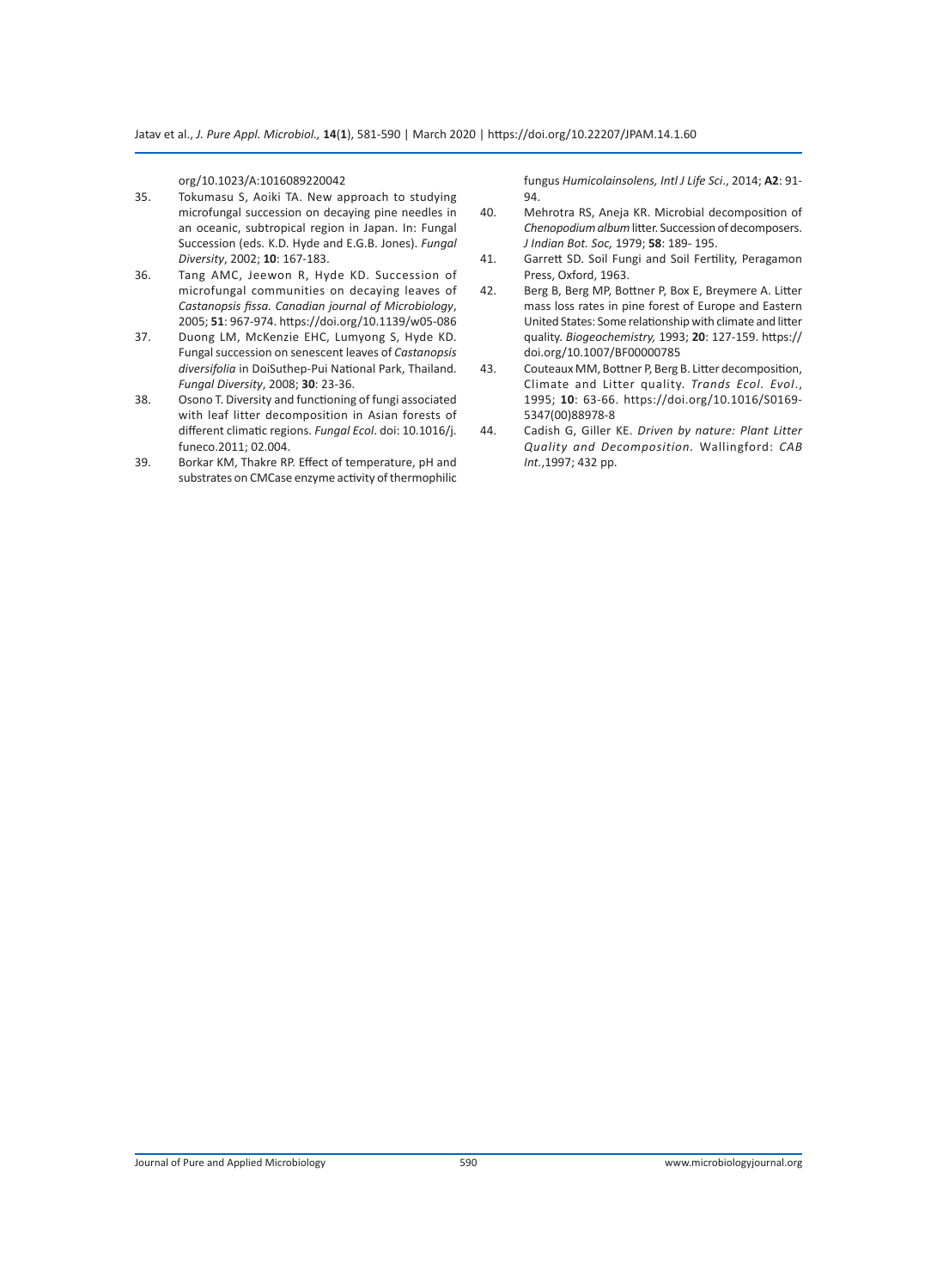org/10.1023/A:1016089220042

35. Tokumasu S, Aoiki TA. New approach to studying microfungal succession on decaying pine needles in an oceanic, subtropical region in Japan. In: Fungal Succession (eds. K.D. Hyde and E.G.B. Jones). *Fungal Diversity*, 2002; **10**: 167-183.
36. Tang AMC, Jeewon R, Hyde KD. Succession of microfungal communities on decaying leaves of *Castanopsis fissa. Canadian journal of Microbiology*, 2005; **51**: 967-974. https://doi.org/10.1139/w05-086
37. Duong LM, McKenzie EHC, Lumyong S, Hyde KD. Fungal succession on senescent leaves of *Castanopsis diversifolia* in DoiSuthep-Pui National Park, Thailand. *Fungal Diversity*, 2008; **30**: 23-36.
38. Osono T. Diversity and functioning of fungi associated with leaf litter decomposition in Asian forests of different climatic regions. *Fungal Ecol*. doi: 10.1016/j. funeco.2011; 02.004.
39. Borkar KM, Thakre RP. Effect of temperature, pH and substrates on CMCase enzyme activity of thermophilic fungus *Humicolainsolens, Intl J Life Sci*., 2014; **A2**: 91-94.
40. Mehrotra RS, Aneja KR. Microbial decomposition of *Chenopodium album* litter. Succession of decomposers. *J Indian Bot. Soc,* 1979; **58**: 189- 195.
41. Garrett SD. Soil Fungi and Soil Fertility, Peragamon Press, Oxford, 1963.
42. Berg B, Berg MP, Bottner P, Box E, Breymere A. Litter mass loss rates in pine forest of Europe and Eastern United States: Some relationship with climate and litter quality. *Biogeochemistry,* 1993; **20**: 127-159. https://doi.org/10.1007/BF00000785
43. Couteaux MM, Bottner P, Berg B. Litter decomposition, Climate and Litter quality. *Trands Ecol. Evol*., 1995; **10**: 63-66. https://doi.org/10.1016/S0169-5347(00)88978-8
44. Cadish G, Giller KE. *Driven by nature: Plant Litter Quality and Decomposition*. Wallingford: *CAB Int.*,1997; 432 pp.